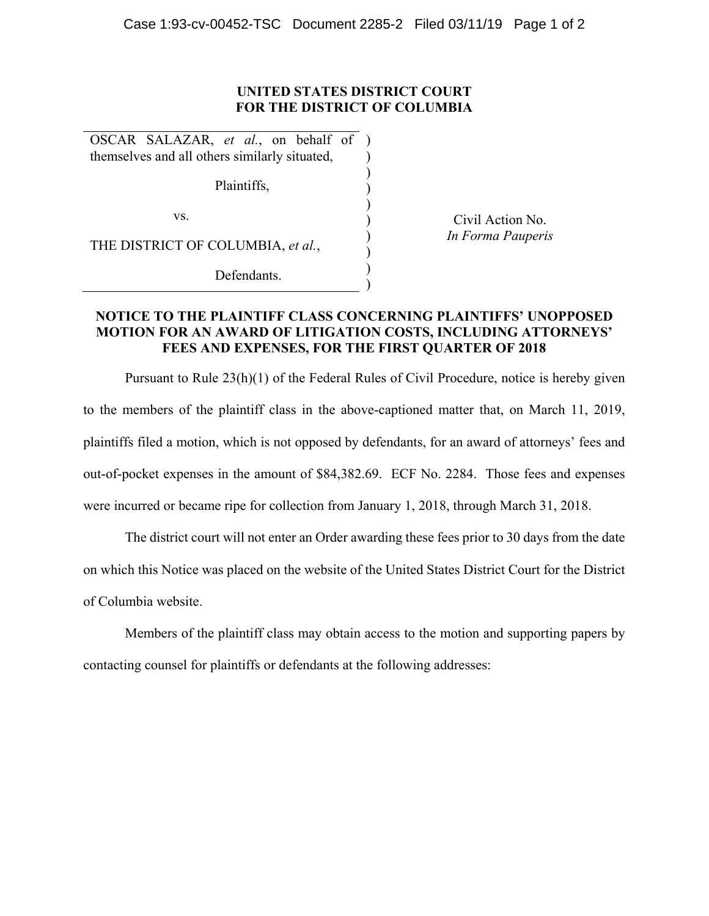**UNITED STATES DISTRICT COURT**
**FOR THE DISTRICT OF COLUMBIA**

| | |
|---|---|
| OSCAR SALAZAR, *et al.*, on behalf of themselves and all others similarly situated,<br><br>Plaintiffs,<br><br>vs.<br><br>THE DISTRICT OF COLUMBIA, *et al.*,<br><br>Defendants. | Civil Action No.<br>*In Forma Pauperis* |

**NOTICE TO THE PLAINTIFF CLASS CONCERNING PLAINTIFFS' UNOPPOSED MOTION FOR AN AWARD OF LITIGATION COSTS, INCLUDING ATTORNEYS' FEES AND EXPENSES, FOR THE FIRST QUARTER OF 2018**

Pursuant to Rule 23(h)(1) of the Federal Rules of Civil Procedure, notice is hereby given to the members of the plaintiff class in the above-captioned matter that, on March 11, 2019, plaintiffs filed a motion, which is not opposed by defendants, for an award of attorneys' fees and out-of-pocket expenses in the amount of $84,382.69. ECF No. 2284. Those fees and expenses were incurred or became ripe for collection from January 1, 2018, through March 31, 2018.

The district court will not enter an Order awarding these fees prior to 30 days from the date on which this Notice was placed on the website of the United States District Court for the District of Columbia website.

Members of the plaintiff class may obtain access to the motion and supporting papers by contacting counsel for plaintiffs or defendants at the following addresses: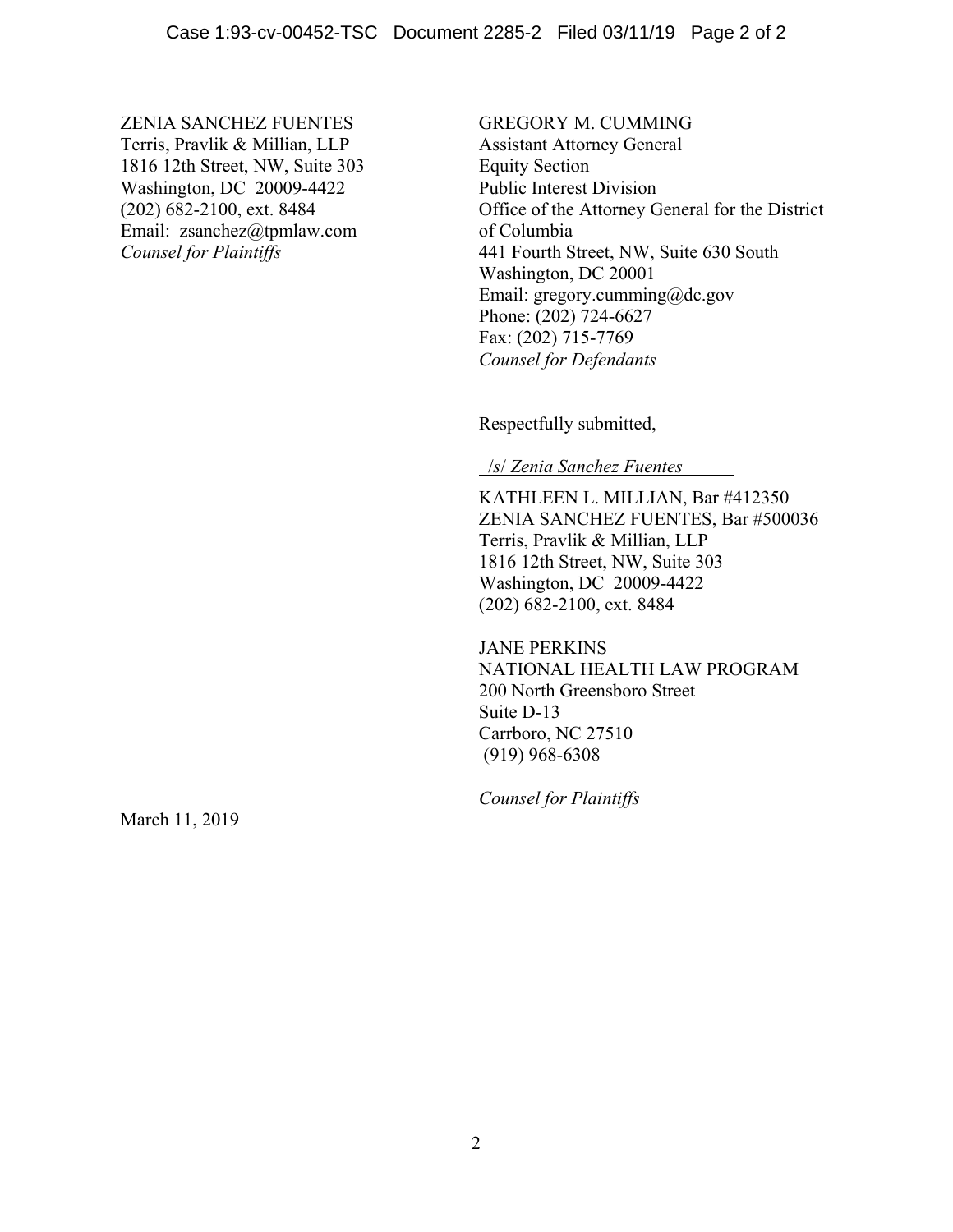ZENIA SANCHEZ FUENTES
Terris, Pravlik & Millian, LLP
1816 12th Street, NW, Suite 303
Washington, DC 20009-4422
(202) 682-2100, ext. 8484
Email: zsanchez@tpmlaw.com
*Counsel for Plaintiffs*

GREGORY M. CUMMING
Assistant Attorney General
Equity Section
Public Interest Division
Office of the Attorney General for the District of Columbia
441 Fourth Street, NW, Suite 630 South
Washington, DC 20001
Email: gregory.cumming@dc.gov
Phone: (202) 724-6627
Fax: (202) 715-7769
*Counsel for Defendants*

Respectfully submitted,

/s/ *Zenia Sanchez Fuentes*

KATHLEEN L. MILLIAN, Bar #412350
ZENIA SANCHEZ FUENTES, Bar #500036
Terris, Pravlik & Millian, LLP
1816 12th Street, NW, Suite 303
Washington, DC 20009-4422
(202) 682-2100, ext. 8484

JANE PERKINS
NATIONAL HEALTH LAW PROGRAM
200 North Greensboro Street
Suite D-13
Carrboro, NC 27510
(919) 968-6308

*Counsel for Plaintiffs*

March 11, 2019